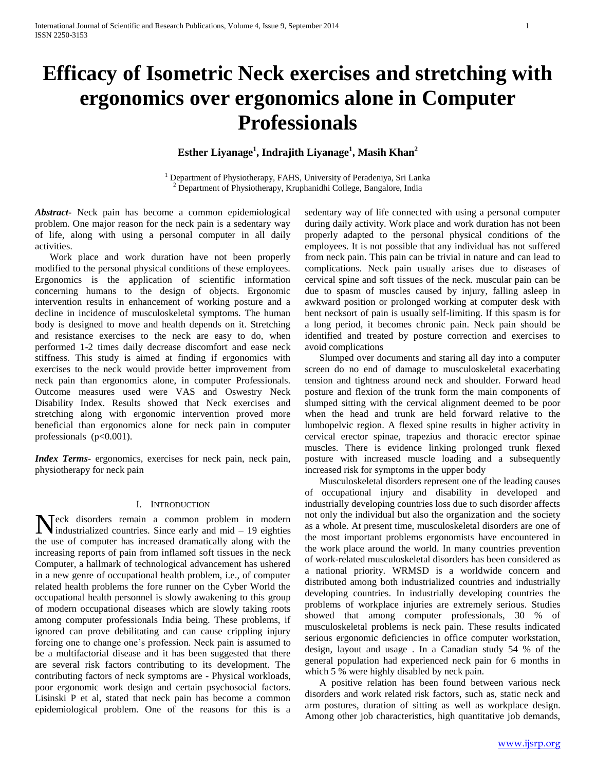# Efficacy of Isometric Neck exercises and stretching with ergonomics over ergonomics alone in Computer Professionals

**Esther Liyanage[1], Indrajith Liyanage[1], Masih Khan[2]**

[1] Department of Physiotherapy, FAHS, University of Peradeniya, Sri Lanka
[2] Department of Physiotherapy, Kruphanidhi College, Bangalore, India

***Abstract*****-** Neck pain has become a common epidemiological problem. One major reason for the neck pain is a sedentary way of life, along with using a personal computer in all daily activities.

Work place and work duration have not been properly modified to the personal physical conditions of these employees. Ergonomics is the application of scientific information concerning humans to the design of objects. Ergonomic intervention results in enhancement of working posture and a decline in incidence of musculoskeletal symptoms. The human body is designed to move and health depends on it. Stretching and resistance exercises to the neck are easy to do, when performed 1-2 times daily decrease discomfort and ease neck stiffness. This study is aimed at finding if ergonomics with exercises to the neck would provide better improvement from neck pain than ergonomics alone, in computer Professionals. Outcome measures used were VAS and Oswestry Neck Disability Index. Results showed that Neck exercises and stretching along with ergonomic intervention proved more beneficial than ergonomics alone for neck pain in computer professionals ($p<0.001$).

***Index Terms*****-** ergonomics, exercises for neck pain, neck pain, physiotherapy for neck pain

## I. Introduction

Neck disorders remain a common problem in modern industrialized countries. Since early and mid – 19 eighties the use of computer has increased dramatically along with the increasing reports of pain from inflamed soft tissues in the neck Computer, a hallmark of technological advancement has ushered in a new genre of occupational health problem, i.e., of computer related health problems the fore runner on the Cyber World the occupational health personnel is slowly awakening to this group of modern occupational diseases which are slowly taking roots among computer professionals India being. These problems, if ignored can prove debilitating and can cause crippling injury forcing one to change one's profession. Neck pain is assumed to be a multifactorial disease and it has been suggested that there are several risk factors contributing to its development. The contributing factors of neck symptoms are - Physical workloads, poor ergonomic work design and certain psychosocial factors. Lisinski P et al, stated that neck pain has become a common epidemiological problem. One of the reasons for this is a sedentary way of life connected with using a personal computer during daily activity. Work place and work duration has not been properly adapted to the personal physical conditions of the employees. It is not possible that any individual has not suffered from neck pain. This pain can be trivial in nature and can lead to complications. Neck pain usually arises due to diseases of cervical spine and soft tissues of the neck. muscular pain can be due to spasm of muscles caused by injury, falling asleep in awkward position or prolonged working at computer desk with bent necksort of pain is usually self-limiting. If this spasm is for a long period, it becomes chronic pain. Neck pain should be identified and treated by posture correction and exercises to avoid complications

Slumped over documents and staring all day into a computer screen do no end of damage to musculoskeletal exacerbating tension and tightness around neck and shoulder. Forward head posture and flexion of the trunk form the main components of slumped sitting with the cervical alignment deemed to be poor when the head and trunk are held forward relative to the lumbopelvic region. A flexed spine results in higher activity in cervical erector spinae, trapezius and thoracic erector spinae muscles. There is evidence linking prolonged trunk flexed posture with increased muscle loading and a subsequently increased risk for symptoms in the upper body

Musculoskeletal disorders represent one of the leading causes of occupational injury and disability in developed and industrially developing countries loss due to such disorder affects not only the individual but also the organization and the society as a whole. At present time, musculoskeletal disorders are one of the most important problems ergonomists have encountered in the work place around the world. In many countries prevention of work-related musculoskeletal disorders has been considered as a national priority. WRMSD is a worldwide concern and distributed among both industrialized countries and industrially developing countries. In industrially developing countries the problems of workplace injuries are extremely serious. Studies showed that among computer professionals, 30 % of musculoskeletal problems is neck pain. These results indicated serious ergonomic deficiencies in office computer workstation, design, layout and usage . In a Canadian study 54 % of the general population had experienced neck pain for 6 months in which 5 % were highly disabled by neck pain.

A positive relation has been found between various neck disorders and work related risk factors, such as, static neck and arm postures, duration of sitting as well as workplace design. Among other job characteristics, high quantitative job demands,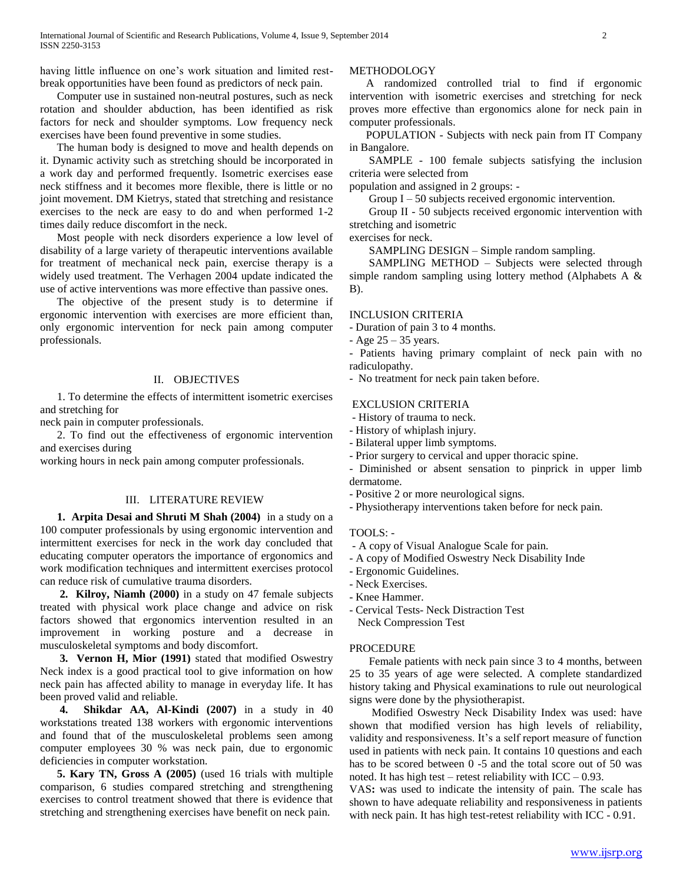having little influence on one's work situation and limited rest-break opportunities have been found as predictors of neck pain.

Computer use in sustained non-neutral postures, such as neck rotation and shoulder abduction, has been identified as risk factors for neck and shoulder symptoms. Low frequency neck exercises have been found preventive in some studies.

The human body is designed to move and health depends on it. Dynamic activity such as stretching should be incorporated in a work day and performed frequently. Isometric exercises ease neck stiffness and it becomes more flexible, there is little or no joint movement. DM Kietrys, stated that stretching and resistance exercises to the neck are easy to do and when performed 1-2 times daily reduce discomfort in the neck.

Most people with neck disorders experience a low level of disability of a large variety of therapeutic interventions available for treatment of mechanical neck pain, exercise therapy is a widely used treatment. The Verhagen 2004 update indicated the use of active interventions was more effective than passive ones.

The objective of the present study is to determine if ergonomic intervention with exercises are more efficient than, only ergonomic intervention for neck pain among computer professionals.

## II. OBJECTIVES

1. To determine the effects of intermittent isometric exercises and stretching for neck pain in computer professionals.

2. To find out the effectiveness of ergonomic intervention and exercises during working hours in neck pain among computer professionals.

## III. LITERATURE REVIEW

**1. Arpita Desai and Shruti M Shah (2004)** in a study on a 100 computer professionals by using ergonomic intervention and intermittent exercises for neck in the work day concluded that educating computer operators the importance of ergonomics and work modification techniques and intermittent exercises protocol can reduce risk of cumulative trauma disorders.

**2. Kilroy, Niamh (2000)** in a study on 47 female subjects treated with physical work place change and advice on risk factors showed that ergonomics intervention resulted in an improvement in working posture and a decrease in musculoskeletal symptoms and body discomfort.

**3. Vernon H, Mior (1991)** stated that modified Oswestry Neck index is a good practical tool to give information on how neck pain has affected ability to manage in everyday life. It has been proved valid and reliable.

**4. Shikdar AA, Al-Kindi (2007)** in a study in 40 workstations treated 138 workers with ergonomic interventions and found that of the musculoskeletal problems seen among computer employees 30 % was neck pain, due to ergonomic deficiencies in computer workstation.

**5. Kary TN, Gross A (2005)** (used 16 trials with multiple comparison, 6 studies compared stretching and strengthening exercises to control treatment showed that there is evidence that stretching and strengthening exercises have benefit on neck pain.

METHODOLOGY

A randomized controlled trial to find if ergonomic intervention with isometric exercises and stretching for neck proves more effective than ergonomics alone for neck pain in computer professionals.

POPULATION - Subjects with neck pain from IT Company in Bangalore.

SAMPLE - 100 female subjects satisfying the inclusion criteria were selected from population and assigned in 2 groups: -

Group I – 50 subjects received ergonomic intervention.

Group II - 50 subjects received ergonomic intervention with stretching and isometric exercises for neck.

SAMPLING DESIGN – Simple random sampling.

SAMPLING METHOD – Subjects were selected through simple random sampling using lottery method (Alphabets A & B).

INCLUSION CRITERIA

- Duration of pain 3 to 4 months.
- Age 25 – 35 years.
- Patients having primary complaint of neck pain with no radiculopathy.
- No treatment for neck pain taken before.

EXCLUSION CRITERIA

- History of trauma to neck.
- History of whiplash injury.
- Bilateral upper limb symptoms.
- Prior surgery to cervical and upper thoracic spine.
- Diminished or absent sensation to pinprick in upper limb dermatome.
- Positive 2 or more neurological signs.
- Physiotherapy interventions taken before for neck pain.

TOOLS: -

- A copy of Visual Analogue Scale for pain.
- A copy of Modified Oswestry Neck Disability Inde
- Ergonomic Guidelines.
- Neck Exercises.
- Knee Hammer.
- Cervical Tests- Neck Distraction Test
  Neck Compression Test

PROCEDURE

Female patients with neck pain since 3 to 4 months, between 25 to 35 years of age were selected. A complete standardized history taking and Physical examinations to rule out neurological signs were done by the physiotherapist.

Modified Oswestry Neck Disability Index was used: have shown that modified version has high levels of reliability, validity and responsiveness. It's a self report measure of function used in patients with neck pain. It contains 10 questions and each has to be scored between 0 -5 and the total score out of 50 was noted. It has high test – retest reliability with ICC – 0.93.

VAS**:** was used to indicate the intensity of pain. The scale has shown to have adequate reliability and responsiveness in patients with neck pain. It has high test-retest reliability with ICC - 0.91.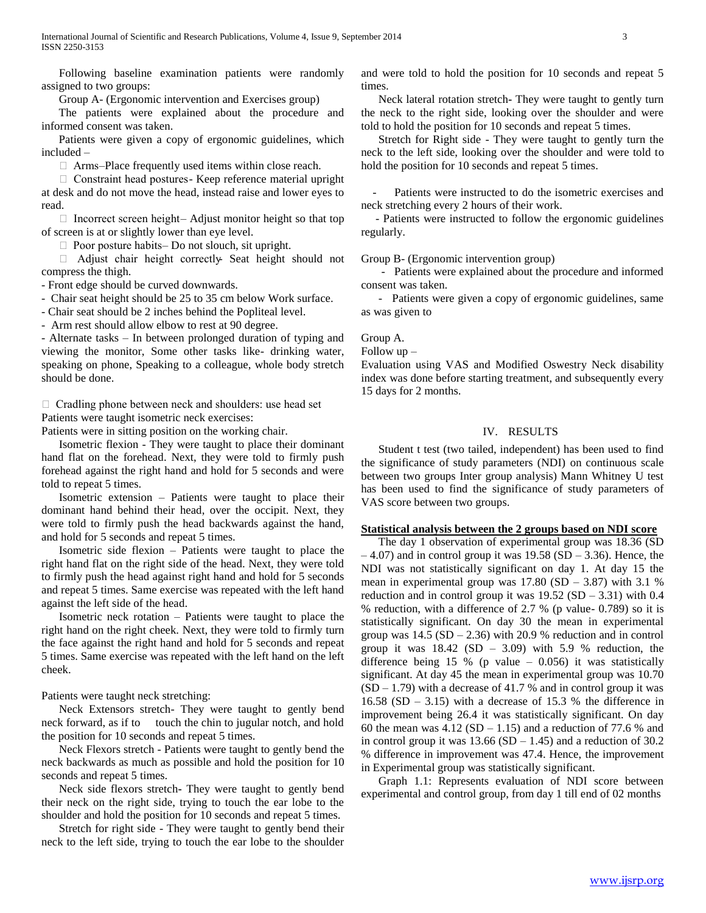Following baseline examination patients were randomly assigned to two groups:

Group A- (Ergonomic intervention and Exercises group)

The patients were explained about the procedure and informed consent was taken.

Patients were given a copy of ergonomic guidelines, which included –

-  Arms–Place frequently used items within close reach.
-  Constraint head postures- Keep reference material upright at desk and do not move the head, instead raise and lower eyes to read.
-  Incorrect screen height– Adjust monitor height so that top of screen is at or slightly lower than eye level.
-  Poor posture habits– Do not slouch, sit upright.
-  Adjust chair height correctly- Seat height should not compress the thigh.

- Front edge should be curved downwards.
- Chair seat height should be 25 to 35 cm below Work surface.
- Chair seat should be 2 inches behind the Popliteal level.
- Arm rest should allow elbow to rest at 90 degree.
- Alternate tasks – In between prolonged duration of typing and viewing the monitor, Some other tasks like- drinking water, speaking on phone, Speaking to a colleague, whole body stretch should be done.

-  Cradling phone between neck and shoulders: use head set

Patients were taught isometric neck exercises:

Patients were in sitting position on the working chair.

Isometric flexion - They were taught to place their dominant hand flat on the forehead. Next, they were told to firmly push forehead against the right hand and hold for 5 seconds and were told to repeat 5 times.

Isometric extension – Patients were taught to place their dominant hand behind their head, over the occipit. Next, they were told to firmly push the head backwards against the hand, and hold for 5 seconds and repeat 5 times.

Isometric side flexion – Patients were taught to place the right hand flat on the right side of the head. Next, they were told to firmly push the head against right hand and hold for 5 seconds and repeat 5 times. Same exercise was repeated with the left hand against the left side of the head.

Isometric neck rotation – Patients were taught to place the right hand on the right cheek. Next, they were told to firmly turn the face against the right hand and hold for 5 seconds and repeat 5 times. Same exercise was repeated with the left hand on the left cheek.

Patients were taught neck stretching:

Neck Extensors stretch- They were taught to gently bend neck forward, as if to touch the chin to jugular notch, and hold the position for 10 seconds and repeat 5 times.

Neck Flexors stretch - Patients were taught to gently bend the neck backwards as much as possible and hold the position for 10 seconds and repeat 5 times.

Neck side flexors stretch- They were taught to gently bend their neck on the right side, trying to touch the ear lobe to the shoulder and hold the position for 10 seconds and repeat 5 times.

Stretch for right side - They were taught to gently bend their neck to the left side, trying to touch the ear lobe to the shoulder and were told to hold the position for 10 seconds and repeat 5 times.

Neck lateral rotation stretch- They were taught to gently turn the neck to the right side, looking over the shoulder and were told to hold the position for 10 seconds and repeat 5 times.

Stretch for Right side - They were taught to gently turn the neck to the left side, looking over the shoulder and were told to hold the position for 10 seconds and repeat 5 times.

- Patients were instructed to do the isometric exercises and neck stretching every 2 hours of their work.
- Patients were instructed to follow the ergonomic guidelines regularly.

Group B- (Ergonomic intervention group)

- Patients were explained about the procedure and informed consent was taken.
- Patients were given a copy of ergonomic guidelines, same as was given to

Group A.

Follow up –

Evaluation using VAS and Modified Oswestry Neck disability index was done before starting treatment, and subsequently every 15 days for 2 months.

## IV. RESULTS

Student t test (two tailed, independent) has been used to find the significance of study parameters (NDI) on continuous scale between two groups Inter group analysis) Mann Whitney U test has been used to find the significance of study parameters of VAS score between two groups.

**Statistical analysis between the 2 groups based on NDI score**

The day 1 observation of experimental group was 18.36 (SD – 4.07) and in control group it was 19.58 (SD – 3.36). Hence, the NDI was not statistically significant on day 1. At day 15 the mean in experimental group was 17.80 (SD – 3.87) with 3.1 % reduction and in control group it was 19.52 (SD – 3.31) with 0.4 % reduction, with a difference of 2.7 % (p value- 0.789) so it is statistically significant. On day 30 the mean in experimental group was 14.5 (SD – 2.36) with 20.9 % reduction and in control group it was 18.42 (SD – 3.09) with 5.9 % reduction, the difference being 15 % (p value – 0.056) it was statistically significant. At day 45 the mean in experimental group was 10.70 (SD – 1.79) with a decrease of 41.7 % and in control group it was 16.58 (SD – 3.15) with a decrease of 15.3 % the difference in improvement being 26.4 it was statistically significant. On day 60 the mean was 4.12 (SD – 1.15) and a reduction of 77.6 % and in control group it was 13.66 (SD – 1.45) and a reduction of 30.2 % difference in improvement was 47.4. Hence, the improvement in Experimental group was statistically significant.

Graph 1.1: Represents evaluation of NDI score between experimental and control group, from day 1 till end of 02 months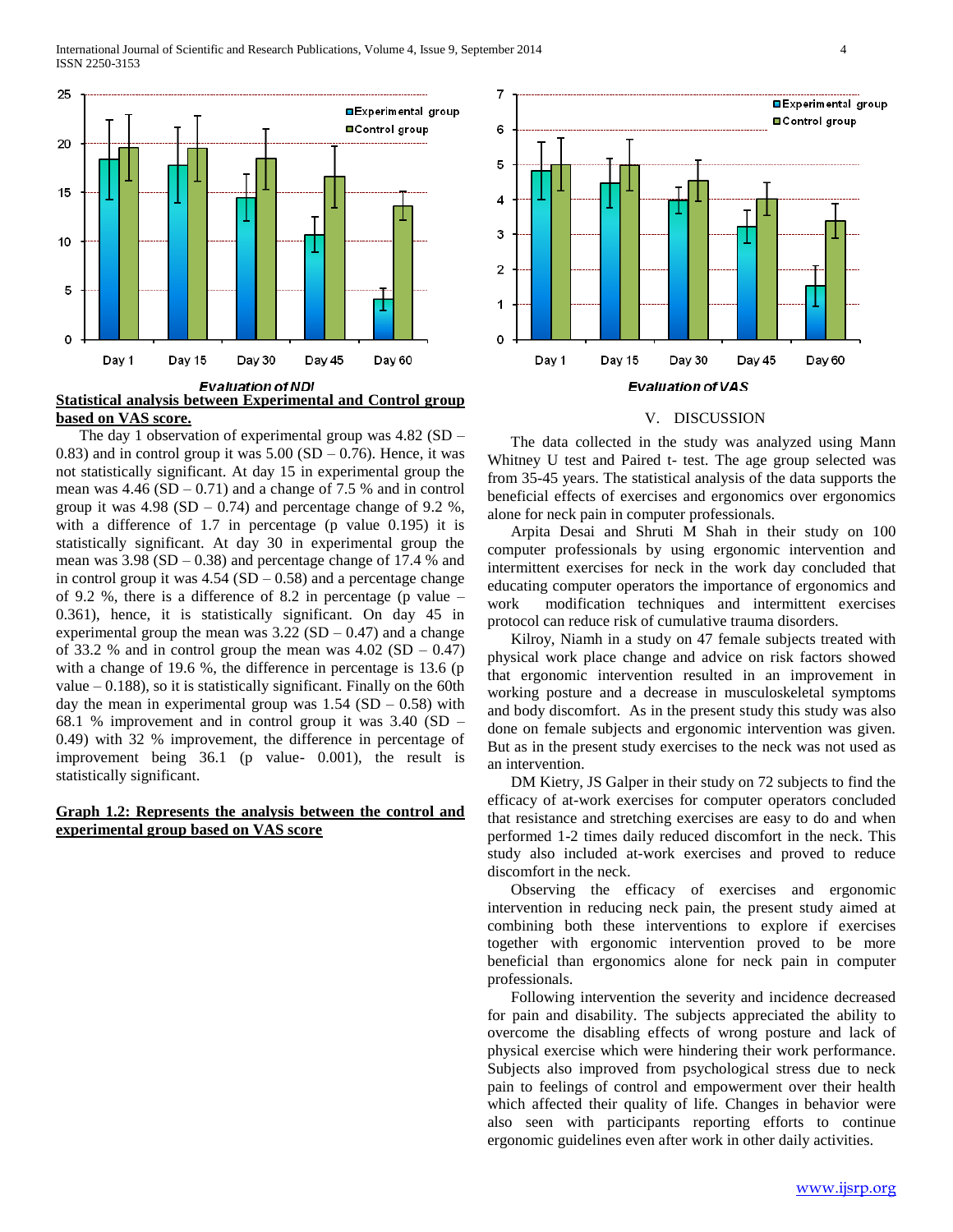Evaluation of NDI

**Statistical analysis between Experimental and Control group based on VAS score.**

The day 1 observation of experimental group was 4.82 (SD – 0.83) and in control group it was 5.00 (SD – 0.76). Hence, it was not statistically significant. At day 15 in experimental group the mean was 4.46 (SD – 0.71) and a change of 7.5 % and in control group it was 4.98 (SD – 0.74) and percentage change of 9.2 %, with a difference of 1.7 in percentage (p value 0.195) it is statistically significant. At day 30 in experimental group the mean was 3.98 (SD – 0.38) and percentage change of 17.4 % and in control group it was 4.54 (SD – 0.58) and a percentage change of 9.2 %, there is a difference of 8.2 in percentage (p value – 0.361), hence, it is statistically significant. On day 45 in experimental group the mean was 3.22 (SD – 0.47) and a change of 33.2 % and in control group the mean was 4.02 (SD – 0.47) with a change of 19.6 %, the difference in percentage is 13.6 (p value – 0.188), so it is statistically significant. Finally on the 60th day the mean in experimental group was 1.54 (SD – 0.58) with 68.1 % improvement and in control group it was 3.40 (SD – 0.49) with 32 % improvement, the difference in percentage of improvement being 36.1 (p value- 0.001), the result is statistically significant.

Evaluation of VAS

**Graph 1.2: Represents the analysis between the control and experimental group based on VAS score**

## V. DISCUSSION

The data collected in the study was analyzed using Mann Whitney U test and Paired t- test. The age group selected was from 35-45 years. The statistical analysis of the data supports the beneficial effects of exercises and ergonomics over ergonomics alone for neck pain in computer professionals.

Arpita Desai and Shruti M Shah in their study on 100 computer professionals by using ergonomic intervention and intermittent exercises for neck in the work day concluded that educating computer operators the importance of ergonomics and work modification techniques and intermittent exercises protocol can reduce risk of cumulative trauma disorders.

Kilroy, Niamh in a study on 47 female subjects treated with physical work place change and advice on risk factors showed that ergonomic intervention resulted in an improvement in working posture and a decrease in musculoskeletal symptoms and body discomfort. As in the present study this study was also done on female subjects and ergonomic intervention was given. But as in the present study exercises to the neck was not used as an intervention.

DM Kietry, JS Galper in their study on 72 subjects to find the efficacy of at-work exercises for computer operators concluded that resistance and stretching exercises are easy to do and when performed 1-2 times daily reduced discomfort in the neck. This study also included at-work exercises and proved to reduce discomfort in the neck.

Observing the efficacy of exercises and ergonomic intervention in reducing neck pain, the present study aimed at combining both these interventions to explore if exercises together with ergonomic intervention proved to be more beneficial than ergonomics alone for neck pain in computer professionals.

Following intervention the severity and incidence decreased for pain and disability. The subjects appreciated the ability to overcome the disabling effects of wrong posture and lack of physical exercise which were hindering their work performance. Subjects also improved from psychological stress due to neck pain to feelings of control and empowerment over their health which affected their quality of life. Changes in behavior were also seen with participants reporting efforts to continue ergonomic guidelines even after work in other daily activities.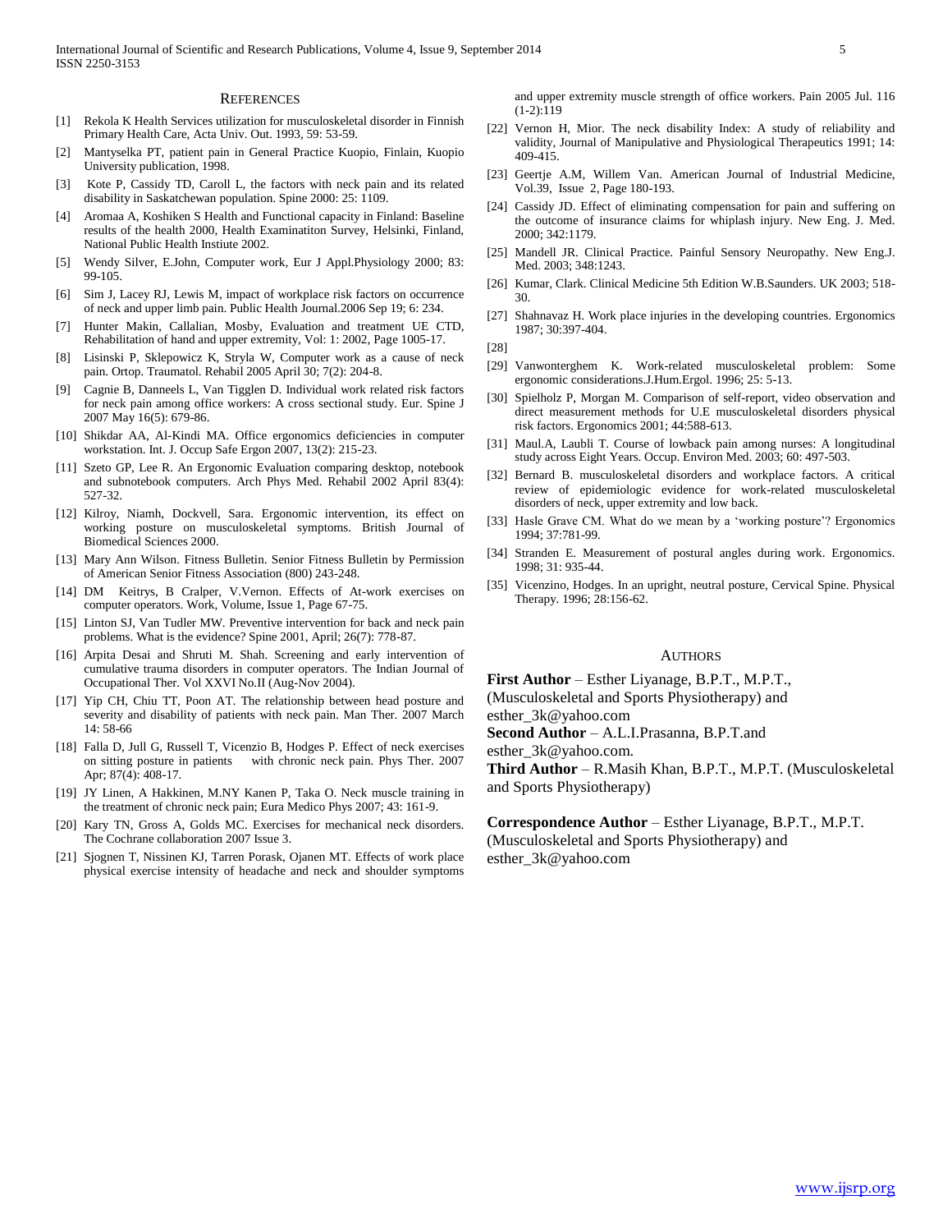## REFERENCES

[1] Rekola K Health Services utilization for musculoskeletal disorder in Finnish Primary Health Care, Acta Univ. Out. 1993, 59: 53-59.

[2] Mantyselka PT, patient pain in General Practice Kuopio, Finlain, Kuopio University publication, 1998.

[3] Kote P, Cassidy TD, Caroll L, the factors with neck pain and its related disability in Saskatchewan population. Spine 2000: 25: 1109.

[4] Aromaa A, Koshiken S Health and Functional capacity in Finland: Baseline results of the health 2000, Health Examinatiton Survey, Helsinki, Finland, National Public Health Instiute 2002.

[5] Wendy Silver, E.John, Computer work, Eur J Appl.Physiology 2000; 83: 99-105.

[6] Sim J, Lacey RJ, Lewis M, impact of workplace risk factors on occurrence of neck and upper limb pain. Public Health Journal.2006 Sep 19; 6: 234.

[7] Hunter Makin, Callalian, Mosby, Evaluation and treatment UE CTD, Rehabilitation of hand and upper extremity, Vol: 1: 2002, Page 1005-17.

[8] Lisinski P, Sklepowicz K, Stryla W, Computer work as a cause of neck pain. Ortop. Traumatol. Rehabil 2005 April 30; 7(2): 204-8.

[9] Cagnie B, Danneels L, Van Tigglen D. Individual work related risk factors for neck pain among office workers: A cross sectional study. Eur. Spine J 2007 May 16(5): 679-86.

[10] Shikdar AA, Al-Kindi MA. Office ergonomics deficiencies in computer workstation. Int. J. Occup Safe Ergon 2007, 13(2): 215-23.

[11] Szeto GP, Lee R. An Ergonomic Evaluation comparing desktop, notebook and subnotebook computers. Arch Phys Med. Rehabil 2002 April 83(4): 527-32.

[12] Kilroy, Niamh, Dockvell, Sara. Ergonomic intervention, its effect on working posture on musculoskeletal symptoms. British Journal of Biomedical Sciences 2000.

[13] Mary Ann Wilson. Fitness Bulletin. Senior Fitness Bulletin by Permission of American Senior Fitness Association (800) 243-248.

[14] DM Keitrys, B Cralper, V.Vernon. Effects of At-work exercises on computer operators. Work, Volume, Issue 1, Page 67-75.

[15] Linton SJ, Van Tudler MW. Preventive intervention for back and neck pain problems. What is the evidence? Spine 2001, April; 26(7): 778-87.

[16] Arpita Desai and Shruti M. Shah. Screening and early intervention of cumulative trauma disorders in computer operators. The Indian Journal of Occupational Ther. Vol XXVI No.II (Aug-Nov 2004).

[17] Yip CH, Chiu TT, Poon AT. The relationship between head posture and severity and disability of patients with neck pain. Man Ther. 2007 March 14: 58-66

[18] Falla D, Jull G, Russell T, Vicenzio B, Hodges P. Effect of neck exercises on sitting posture in patients with chronic neck pain. Phys Ther. 2007 Apr; 87(4): 408-17.

[19] JY Linen, A Hakkinen, M.NY Kanen P, Taka O. Neck muscle training in the treatment of chronic neck pain; Eura Medico Phys 2007; 43: 161-9.

[20] Kary TN, Gross A, Golds MC. Exercises for mechanical neck disorders. The Cochrane collaboration 2007 Issue 3.

[21] Sjognen T, Nissinen KJ, Tarren Porask, Ojanen MT. Effects of work place physical exercise intensity of headache and neck and shoulder symptoms and upper extremity muscle strength of office workers. Pain 2005 Jul. 116 (1-2):119

[22] Vernon H, Mior. The neck disability Index: A study of reliability and validity, Journal of Manipulative and Physiological Therapeutics 1991; 14: 409-415.

[23] Geertje A.M, Willem Van. American Journal of Industrial Medicine, Vol.39, Issue 2, Page 180-193.

[24] Cassidy JD. Effect of eliminating compensation for pain and suffering on the outcome of insurance claims for whiplash injury. New Eng. J. Med. 2000; 342:1179.

[25] Mandell JR. Clinical Practice. Painful Sensory Neuropathy. New Eng.J. Med. 2003; 348:1243.

[26] Kumar, Clark. Clinical Medicine 5th Edition W.B.Saunders. UK 2003; 518-30.

[27] Shahnavaz H. Work place injuries in the developing countries. Ergonomics 1987; 30:397-404.

[28]

[29] Vanwonterghem K. Work-related musculoskeletal problem: Some ergonomic considerations.J.Hum.Ergol. 1996; 25: 5-13.

[30] Spielholz P, Morgan M. Comparison of self-report, video observation and direct measurement methods for U.E musculoskeletal disorders physical risk factors. Ergonomics 2001; 44:588-613.

[31] Maul.A, Laubli T. Course of lowback pain among nurses: A longitudinal study across Eight Years. Occup. Environ Med. 2003; 60: 497-503.

[32] Bernard B. musculoskeletal disorders and workplace factors. A critical review of epidemiologic evidence for work-related musculoskeletal disorders of neck, upper extremity and low back.

[33] Hasle Grave CM. What do we mean by a 'working posture'? Ergonomics 1994; 37:781-99.

[34] Stranden E. Measurement of postural angles during work. Ergonomics. 1998; 31: 935-44.

[35] Vicenzino, Hodges. In an upright, neutral posture, Cervical Spine. Physical Therapy. 1996; 28:156-62.

## AUTHORS

**First Author** – Esther Liyanage, B.P.T., M.P.T., (Musculoskeletal and Sports Physiotherapy) and esther_3k@yahoo.com

**Second Author** – A.L.I.Prasanna, B.P.T.and esther_3k@yahoo.com.

**Third Author** – R.Masih Khan, B.P.T., M.P.T. (Musculoskeletal and Sports Physiotherapy)

**Correspondence Author** – Esther Liyanage, B.P.T., M.P.T. (Musculoskeletal and Sports Physiotherapy) and esther_3k@yahoo.com